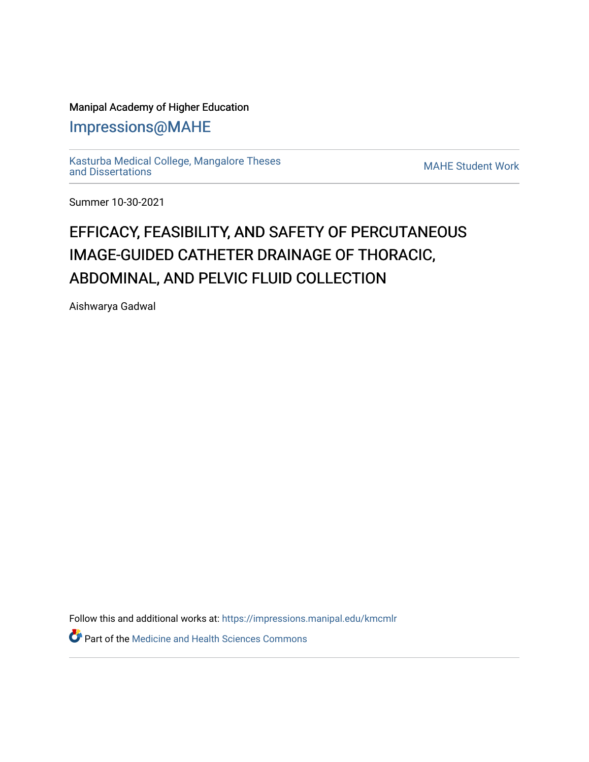Manipal Academy of Higher Education

Impressions@MAHE

Kasturba Medical College, Mangalore Theses and Dissertations

MAHE Student Work

Summer 10-30-2021

# EFFICACY, FEASIBILITY, AND SAFETY OF PERCUTANEOUS IMAGE-GUIDED CATHETER DRAINAGE OF THORACIC, ABDOMINAL, AND PELVIC FLUID COLLECTION

Aishwarya Gadwal

Follow this and additional works at: https://impressions.manipal.edu/kmcmlr

Part of the Medicine and Health Sciences Commons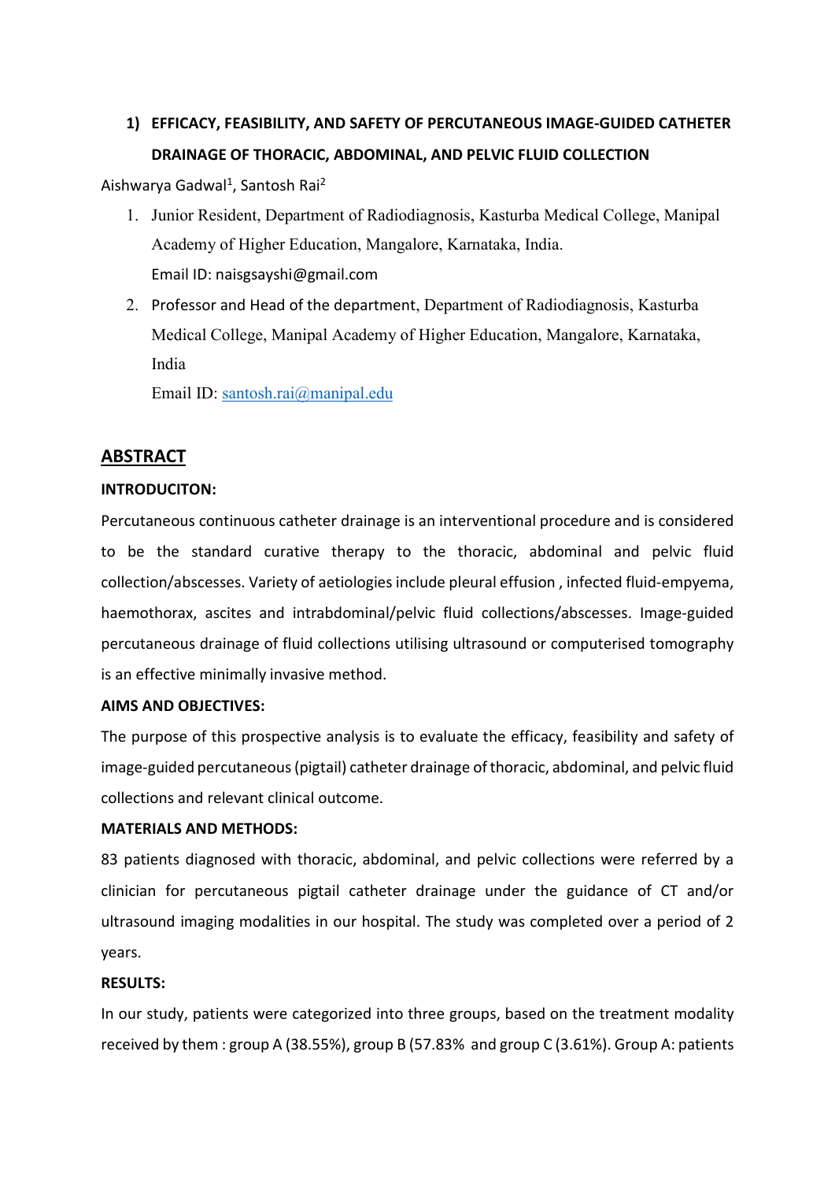## 1) EFFICACY, FEASIBILITY, AND SAFETY OF PERCUTANEOUS IMAGE-GUIDED CATHETER DRAINAGE OF THORACIC, ABDOMINAL, AND PELVIC FLUID COLLECTION

Aishwarya Gadwal[1], Santosh Rai[2]

1. Junior Resident, Department of Radiodiagnosis, Kasturba Medical College, Manipal Academy of Higher Education, Mangalore, Karnataka, India.
   Email ID: naisgsayshi@gmail.com
2. Professor and Head of the department, Department of Radiodiagnosis, Kasturba Medical College, Manipal Academy of Higher Education, Mangalore, Karnataka, India
   Email ID: santosh.rai@manipal.edu

## ABSTRACT

### INTRODUCITON:

Percutaneous continuous catheter drainage is an interventional procedure and is considered to be the standard curative therapy to the thoracic, abdominal and pelvic fluid collection/abscesses. Variety of aetiologies include pleural effusion , infected fluid-empyema, haemothorax, ascites and intrabdominal/pelvic fluid collections/abscesses. Image-guided percutaneous drainage of fluid collections utilising ultrasound or computerised tomography is an effective minimally invasive method.

### AIMS AND OBJECTIVES:

The purpose of this prospective analysis is to evaluate the efficacy, feasibility and safety of image-guided percutaneous (pigtail) catheter drainage of thoracic, abdominal, and pelvic fluid collections and relevant clinical outcome.

### MATERIALS AND METHODS:

83 patients diagnosed with thoracic, abdominal, and pelvic collections were referred by a clinician for percutaneous pigtail catheter drainage under the guidance of CT and/or ultrasound imaging modalities in our hospital. The study was completed over a period of 2 years.

### RESULTS:

In our study, patients were categorized into three groups, based on the treatment modality received by them : group A (38.55%), group B (57.83% and group C (3.61%). Group A: patients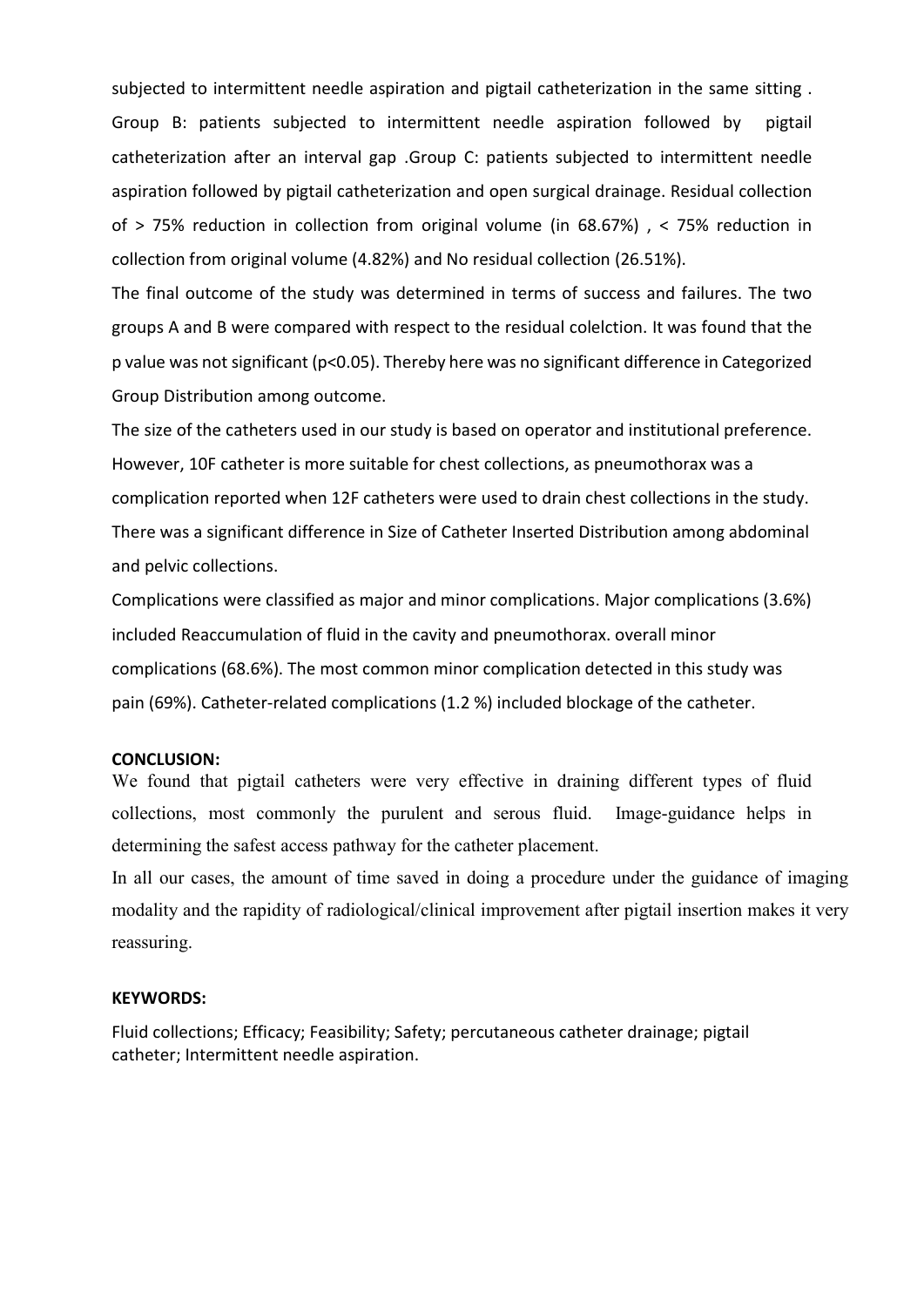subjected to intermittent needle aspiration and pigtail catheterization in the same sitting . Group B: patients subjected to intermittent needle aspiration followed by pigtail catheterization after an interval gap .Group C: patients subjected to intermittent needle aspiration followed by pigtail catheterization and open surgical drainage. Residual collection of > 75% reduction in collection from original volume (in 68.67%) , < 75% reduction in collection from original volume (4.82%) and No residual collection (26.51%).

The final outcome of the study was determined in terms of success and failures. The two groups A and B were compared with respect to the residual colelction. It was found that the p value was not significant ($p<0.05$). Thereby here was no significant difference in Categorized Group Distribution among outcome.

The size of the catheters used in our study is based on operator and institutional preference. However, 10F catheter is more suitable for chest collections, as pneumothorax was a complication reported when 12F catheters were used to drain chest collections in the study. There was a significant difference in Size of Catheter Inserted Distribution among abdominal and pelvic collections.

Complications were classified as major and minor complications. Major complications (3.6%) included Reaccumulation of fluid in the cavity and pneumothorax. overall minor complications (68.6%). The most common minor complication detected in this study was pain (69%). Catheter-related complications (1.2 %) included blockage of the catheter.

**CONCLUSION:**

We found that pigtail catheters were very effective in draining different types of fluid collections, most commonly the purulent and serous fluid. Image-guidance helps in determining the safest access pathway for the catheter placement.

In all our cases, the amount of time saved in doing a procedure under the guidance of imaging modality and the rapidity of radiological/clinical improvement after pigtail insertion makes it very reassuring.

**KEYWORDS:**

Fluid collections; Efficacy; Feasibility; Safety; percutaneous catheter drainage; pigtail catheter; Intermittent needle aspiration.